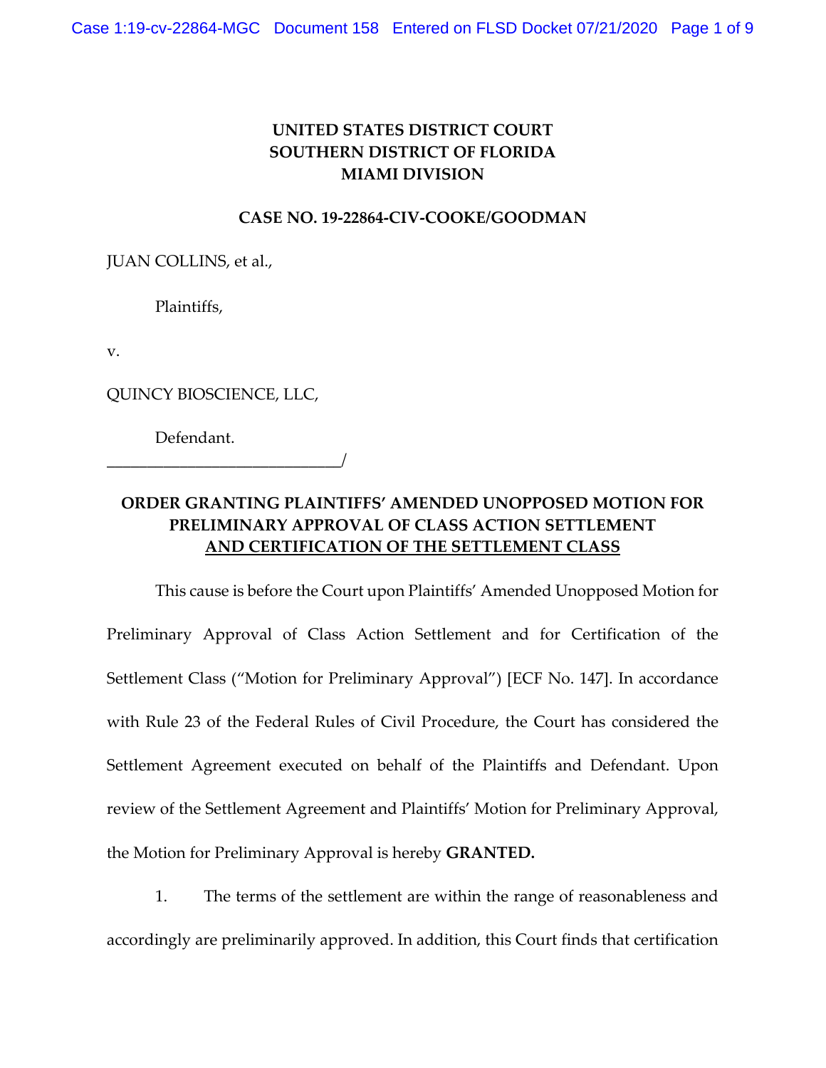**UNITED STATES DISTRICT COURT**
**SOUTHERN DISTRICT OF FLORIDA**
**MIAMI DIVISION**

**CASE NO. 19-22864-CIV-COOKE/GOODMAN**

JUAN COLLINS, et al.,

Plaintiffs,

v.

QUINCY BIOSCIENCE, LLC,

Defendant.
_____________________________/

**ORDER GRANTING PLAINTIFFS' AMENDED UNOPPOSED MOTION FOR PRELIMINARY APPROVAL OF CLASS ACTION SETTLEMENT AND CERTIFICATION OF THE SETTLEMENT CLASS**

This cause is before the Court upon Plaintiffs' Amended Unopposed Motion for Preliminary Approval of Class Action Settlement and for Certification of the Settlement Class ("Motion for Preliminary Approval") [ECF No. 147]. In accordance with Rule 23 of the Federal Rules of Civil Procedure, the Court has considered the Settlement Agreement executed on behalf of the Plaintiffs and Defendant. Upon review of the Settlement Agreement and Plaintiffs' Motion for Preliminary Approval, the Motion for Preliminary Approval is hereby **GRANTED.**

1. The terms of the settlement are within the range of reasonableness and accordingly are preliminarily approved. In addition, this Court finds that certification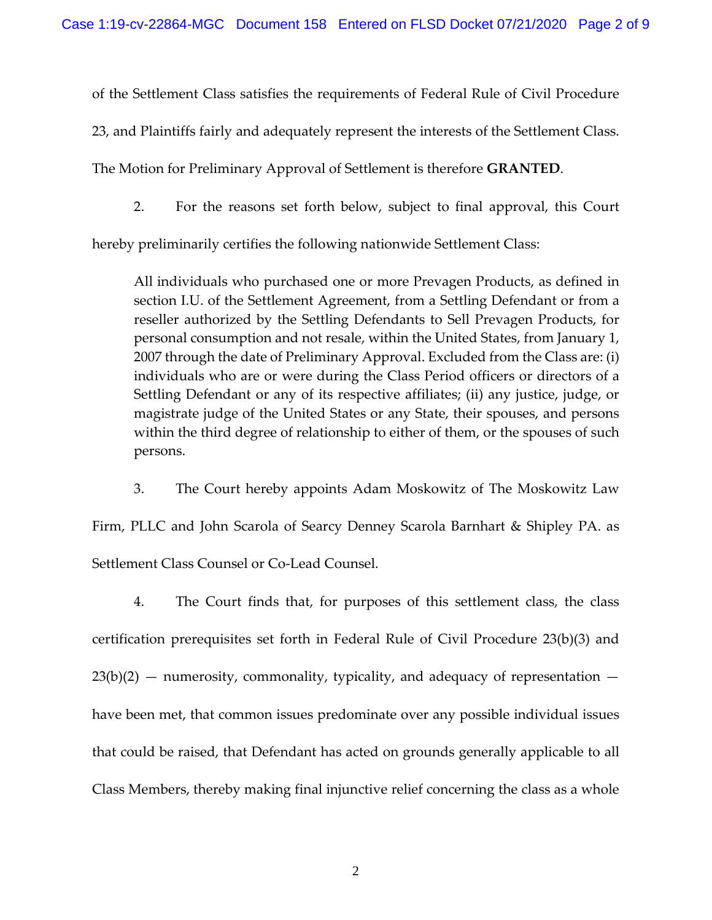of the Settlement Class satisfies the requirements of Federal Rule of Civil Procedure 23, and Plaintiffs fairly and adequately represent the interests of the Settlement Class. The Motion for Preliminary Approval of Settlement is therefore **GRANTED**.

2. For the reasons set forth below, subject to final approval, this Court hereby preliminarily certifies the following nationwide Settlement Class:

> All individuals who purchased one or more Prevagen Products, as defined in section I.U. of the Settlement Agreement, from a Settling Defendant or from a reseller authorized by the Settling Defendants to Sell Prevagen Products, for personal consumption and not resale, within the United States, from January 1, 2007 through the date of Preliminary Approval. Excluded from the Class are: (i) individuals who are or were during the Class Period officers or directors of a Settling Defendant or any of its respective affiliates; (ii) any justice, judge, or magistrate judge of the United States or any State, their spouses, and persons within the third degree of relationship to either of them, or the spouses of such persons.

3. The Court hereby appoints Adam Moskowitz of The Moskowitz Law Firm, PLLC and John Scarola of Searcy Denney Scarola Barnhart & Shipley PA. as Settlement Class Counsel or Co-Lead Counsel.

4. The Court finds that, for purposes of this settlement class, the class certification prerequisites set forth in Federal Rule of Civil Procedure 23(b)(3) and 23(b)(2) — numerosity, commonality, typicality, and adequacy of representation — have been met, that common issues predominate over any possible individual issues that could be raised, that Defendant has acted on grounds generally applicable to all Class Members, thereby making final injunctive relief concerning the class as a whole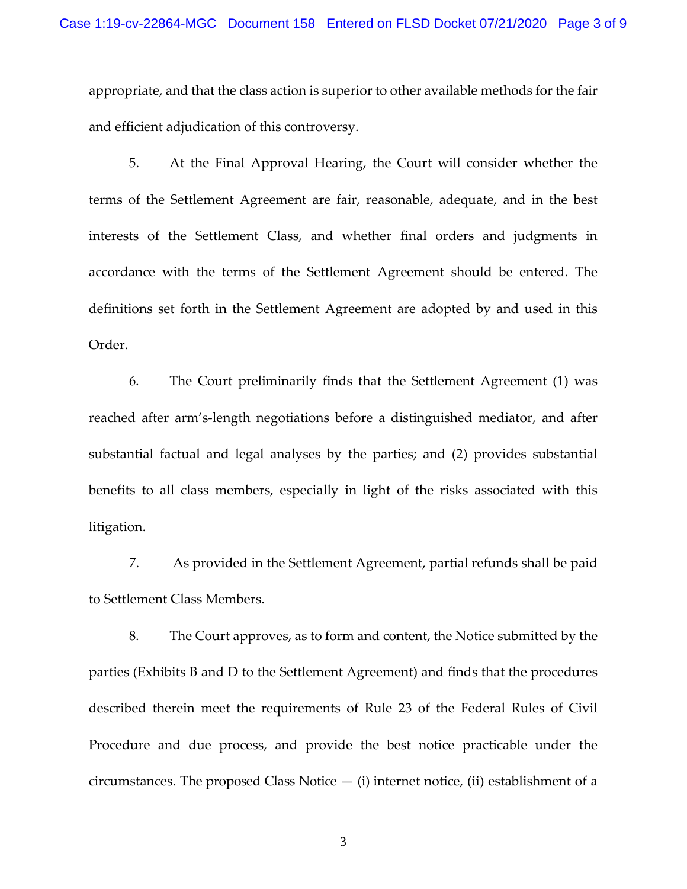appropriate, and that the class action is superior to other available methods for the fair and efficient adjudication of this controversy.

5. At the Final Approval Hearing, the Court will consider whether the terms of the Settlement Agreement are fair, reasonable, adequate, and in the best interests of the Settlement Class, and whether final orders and judgments in accordance with the terms of the Settlement Agreement should be entered. The definitions set forth in the Settlement Agreement are adopted by and used in this Order.

6. The Court preliminarily finds that the Settlement Agreement (1) was reached after arm's-length negotiations before a distinguished mediator, and after substantial factual and legal analyses by the parties; and (2) provides substantial benefits to all class members, especially in light of the risks associated with this litigation.

7. As provided in the Settlement Agreement, partial refunds shall be paid to Settlement Class Members.

8. The Court approves, as to form and content, the Notice submitted by the parties (Exhibits B and D to the Settlement Agreement) and finds that the procedures described therein meet the requirements of Rule 23 of the Federal Rules of Civil Procedure and due process, and provide the best notice practicable under the circumstances. The proposed Class Notice — (i) internet notice, (ii) establishment of a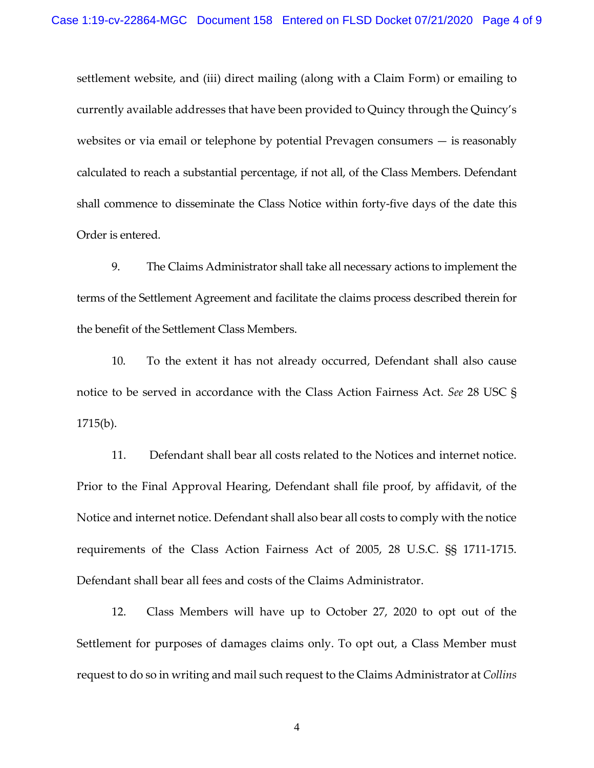settlement website, and (iii) direct mailing (along with a Claim Form) or emailing to currently available addresses that have been provided to Quincy through the Quincy's websites or via email or telephone by potential Prevagen consumers — is reasonably calculated to reach a substantial percentage, if not all, of the Class Members. Defendant shall commence to disseminate the Class Notice within forty-five days of the date this Order is entered.

9. The Claims Administrator shall take all necessary actions to implement the terms of the Settlement Agreement and facilitate the claims process described therein for the benefit of the Settlement Class Members.

10. To the extent it has not already occurred, Defendant shall also cause notice to be served in accordance with the Class Action Fairness Act. *See* 28 USC § 1715(b).

11. Defendant shall bear all costs related to the Notices and internet notice. Prior to the Final Approval Hearing, Defendant shall file proof, by affidavit, of the Notice and internet notice. Defendant shall also bear all costs to comply with the notice requirements of the Class Action Fairness Act of 2005, 28 U.S.C. §§ 1711-1715. Defendant shall bear all fees and costs of the Claims Administrator.

12. Class Members will have up to October 27, 2020 to opt out of the Settlement for purposes of damages claims only. To opt out, a Class Member must request to do so in writing and mail such request to the Claims Administrator at *Collins*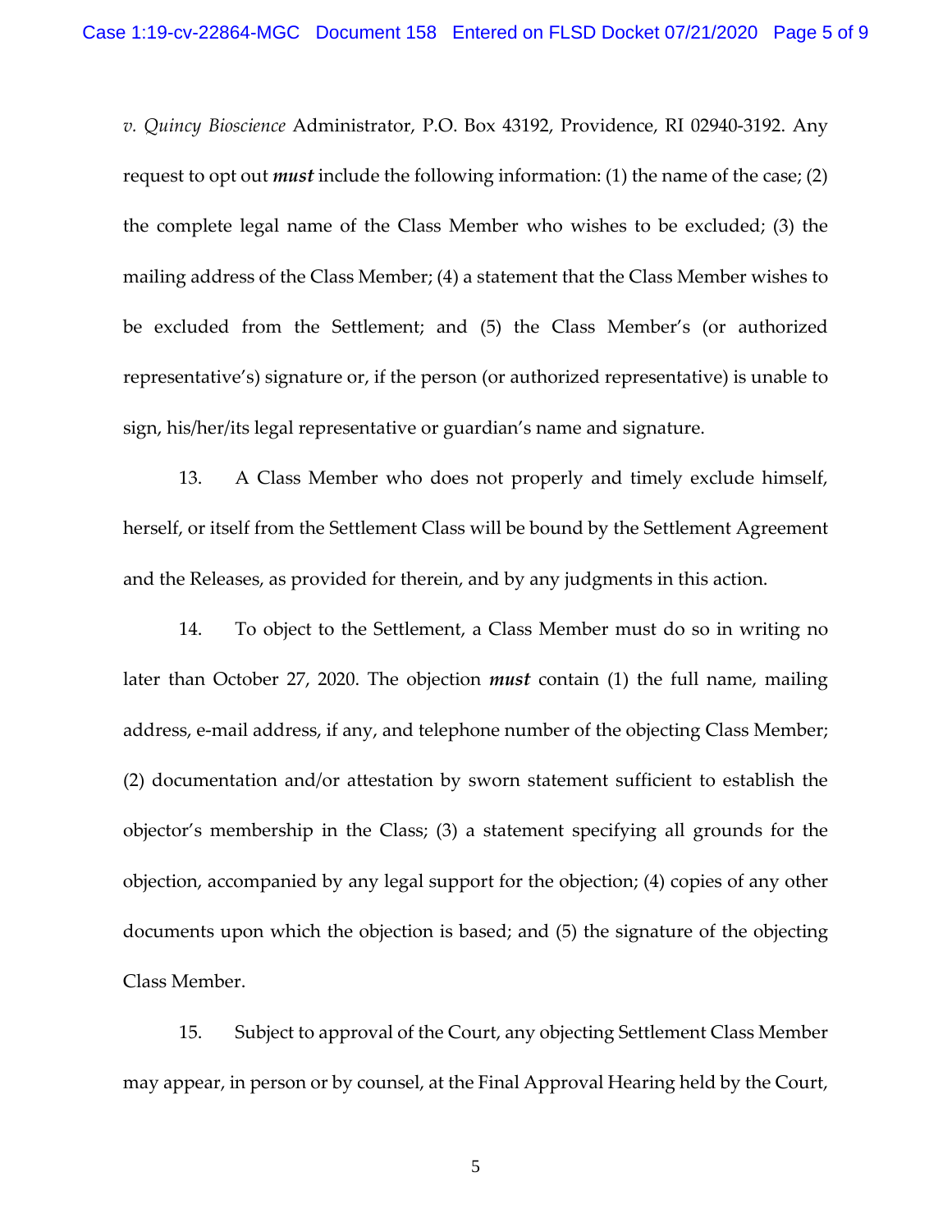*v. Quincy Bioscience* Administrator, P.O. Box 43192, Providence, RI 02940-3192. Any request to opt out ***must*** include the following information: (1) the name of the case; (2) the complete legal name of the Class Member who wishes to be excluded; (3) the mailing address of the Class Member; (4) a statement that the Class Member wishes to be excluded from the Settlement; and (5) the Class Member's (or authorized representative's) signature or, if the person (or authorized representative) is unable to sign, his/her/its legal representative or guardian's name and signature.

13. A Class Member who does not properly and timely exclude himself, herself, or itself from the Settlement Class will be bound by the Settlement Agreement and the Releases, as provided for therein, and by any judgments in this action.

14. To object to the Settlement, a Class Member must do so in writing no later than October 27, 2020. The objection ***must*** contain (1) the full name, mailing address, e-mail address, if any, and telephone number of the objecting Class Member; (2) documentation and/or attestation by sworn statement sufficient to establish the objector's membership in the Class; (3) a statement specifying all grounds for the objection, accompanied by any legal support for the objection; (4) copies of any other documents upon which the objection is based; and (5) the signature of the objecting Class Member.

15. Subject to approval of the Court, any objecting Settlement Class Member may appear, in person or by counsel, at the Final Approval Hearing held by the Court,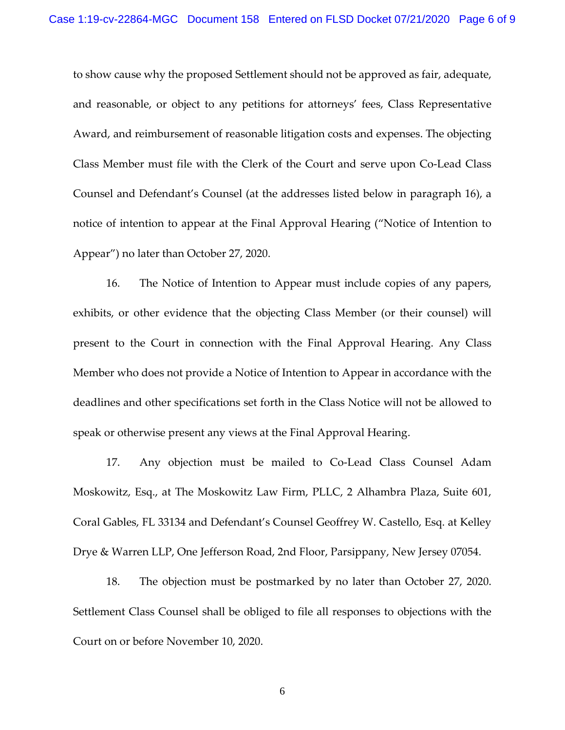to show cause why the proposed Settlement should not be approved as fair, adequate, and reasonable, or object to any petitions for attorneys' fees, Class Representative Award, and reimbursement of reasonable litigation costs and expenses. The objecting Class Member must file with the Clerk of the Court and serve upon Co-Lead Class Counsel and Defendant's Counsel (at the addresses listed below in paragraph 16), a notice of intention to appear at the Final Approval Hearing ("Notice of Intention to Appear") no later than October 27, 2020.

16. The Notice of Intention to Appear must include copies of any papers, exhibits, or other evidence that the objecting Class Member (or their counsel) will present to the Court in connection with the Final Approval Hearing. Any Class Member who does not provide a Notice of Intention to Appear in accordance with the deadlines and other specifications set forth in the Class Notice will not be allowed to speak or otherwise present any views at the Final Approval Hearing.

17. Any objection must be mailed to Co-Lead Class Counsel Adam Moskowitz, Esq., at The Moskowitz Law Firm, PLLC, 2 Alhambra Plaza, Suite 601, Coral Gables, FL 33134 and Defendant's Counsel Geoffrey W. Castello, Esq. at Kelley Drye & Warren LLP, One Jefferson Road, 2nd Floor, Parsippany, New Jersey 07054.

18. The objection must be postmarked by no later than October 27, 2020. Settlement Class Counsel shall be obliged to file all responses to objections with the Court on or before November 10, 2020.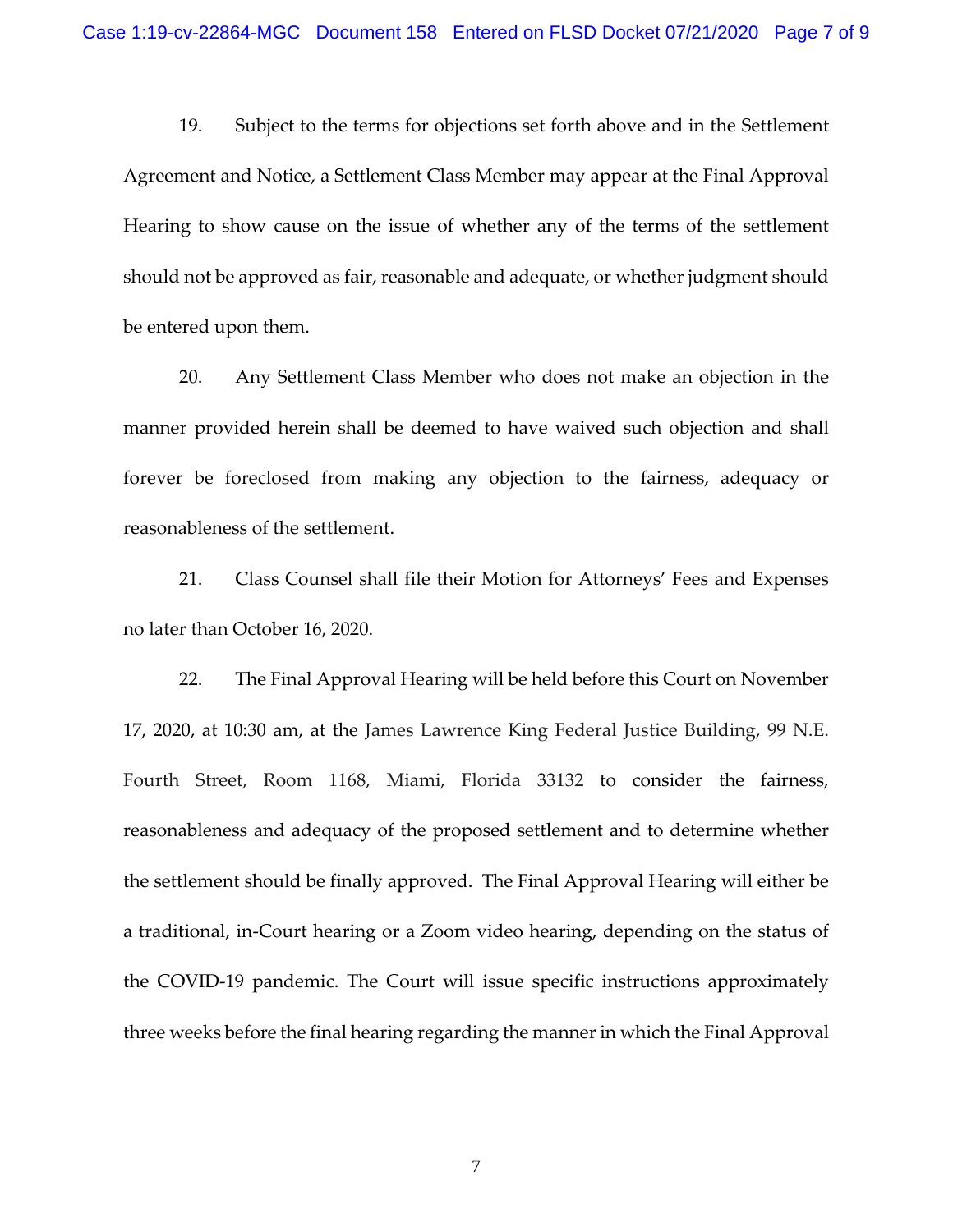19. Subject to the terms for objections set forth above and in the Settlement Agreement and Notice, a Settlement Class Member may appear at the Final Approval Hearing to show cause on the issue of whether any of the terms of the settlement should not be approved as fair, reasonable and adequate, or whether judgment should be entered upon them.

20. Any Settlement Class Member who does not make an objection in the manner provided herein shall be deemed to have waived such objection and shall forever be foreclosed from making any objection to the fairness, adequacy or reasonableness of the settlement.

21. Class Counsel shall file their Motion for Attorneys' Fees and Expenses no later than October 16, 2020.

22. The Final Approval Hearing will be held before this Court on November 17, 2020, at 10:30 am, at the James Lawrence King Federal Justice Building, 99 N.E. Fourth Street, Room 1168, Miami, Florida 33132 to consider the fairness, reasonableness and adequacy of the proposed settlement and to determine whether the settlement should be finally approved. The Final Approval Hearing will either be a traditional, in-Court hearing or a Zoom video hearing, depending on the status of the COVID-19 pandemic. The Court will issue specific instructions approximately three weeks before the final hearing regarding the manner in which the Final Approval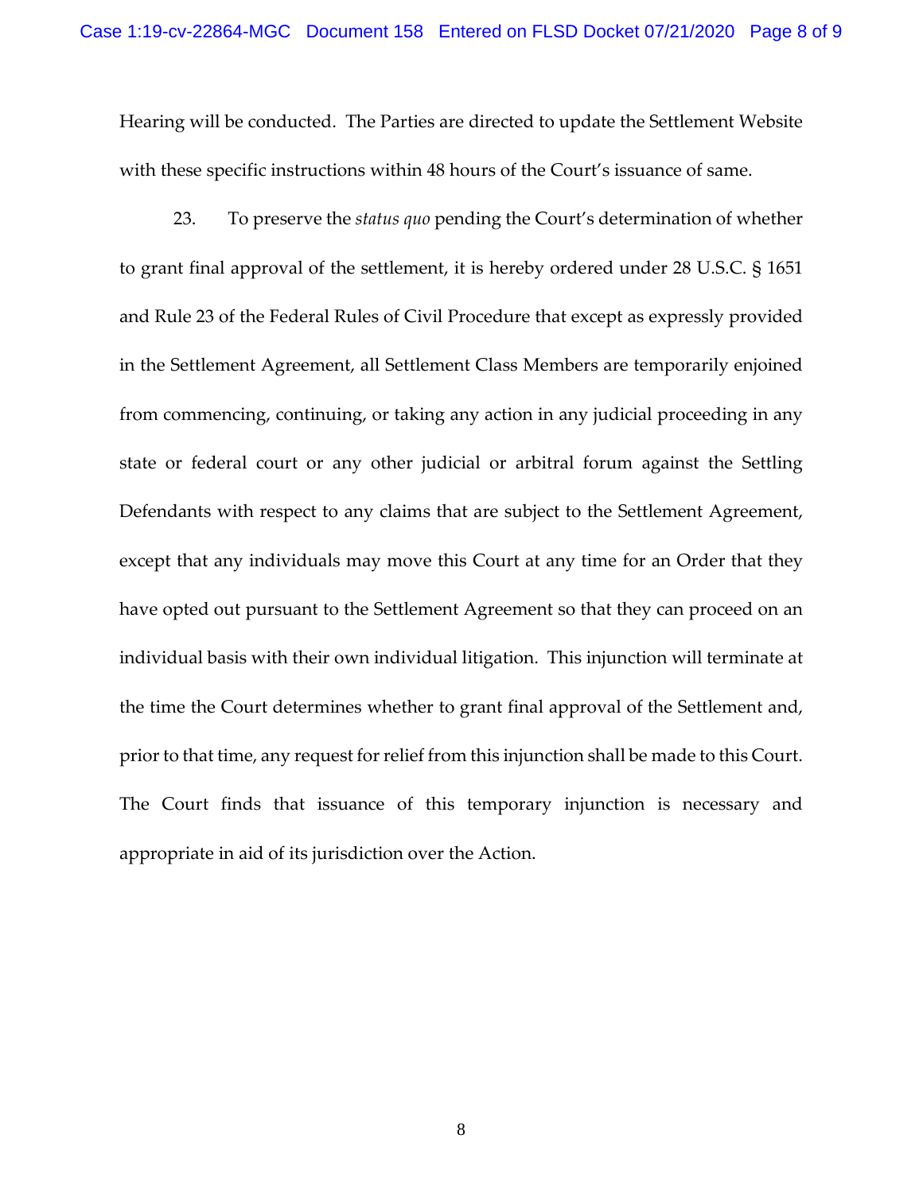Hearing will be conducted. The Parties are directed to update the Settlement Website with these specific instructions within 48 hours of the Court's issuance of same.

23. To preserve the *status quo* pending the Court's determination of whether to grant final approval of the settlement, it is hereby ordered under 28 U.S.C. § 1651 and Rule 23 of the Federal Rules of Civil Procedure that except as expressly provided in the Settlement Agreement, all Settlement Class Members are temporarily enjoined from commencing, continuing, or taking any action in any judicial proceeding in any state or federal court or any other judicial or arbitral forum against the Settling Defendants with respect to any claims that are subject to the Settlement Agreement, except that any individuals may move this Court at any time for an Order that they have opted out pursuant to the Settlement Agreement so that they can proceed on an individual basis with their own individual litigation. This injunction will terminate at the time the Court determines whether to grant final approval of the Settlement and, prior to that time, any request for relief from this injunction shall be made to this Court. The Court finds that issuance of this temporary injunction is necessary and appropriate in aid of its jurisdiction over the Action.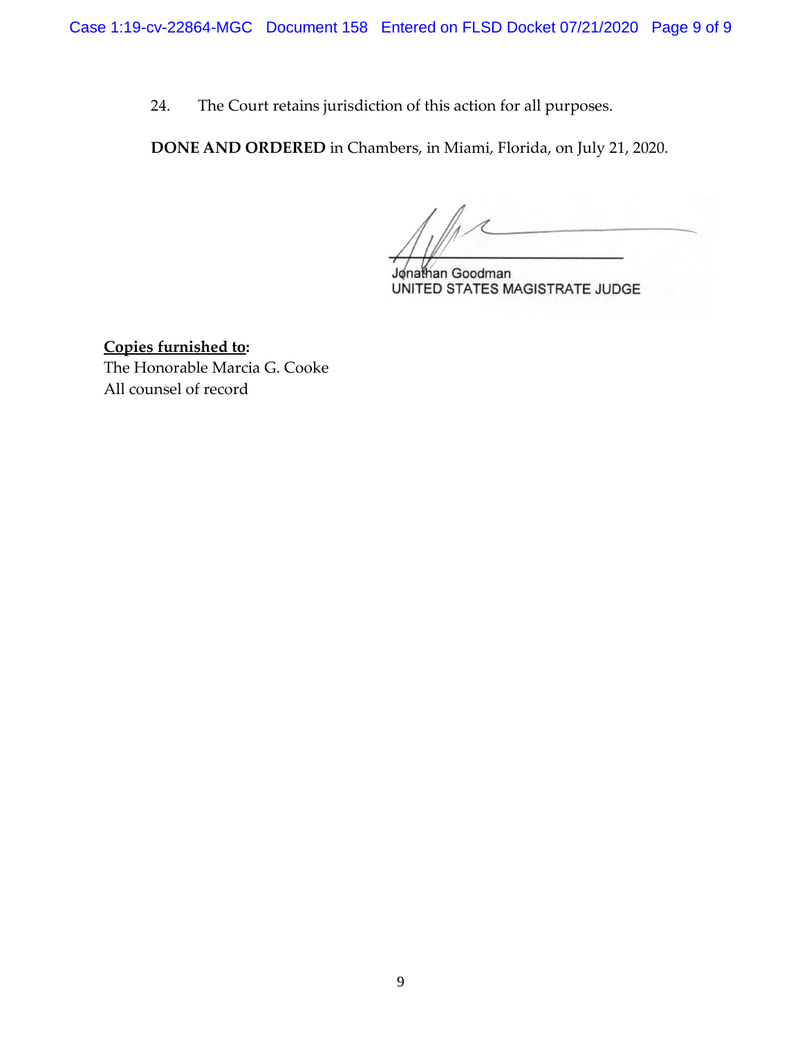24. The Court retains jurisdiction of this action for all purposes.

**DONE AND ORDERED** in Chambers, in Miami, Florida, on July 21, 2020.

Jonathan Goodman
UNITED STATES MAGISTRATE JUDGE

**<u>Copies furnished to</u>:**
The Honorable Marcia G. Cooke
All counsel of record